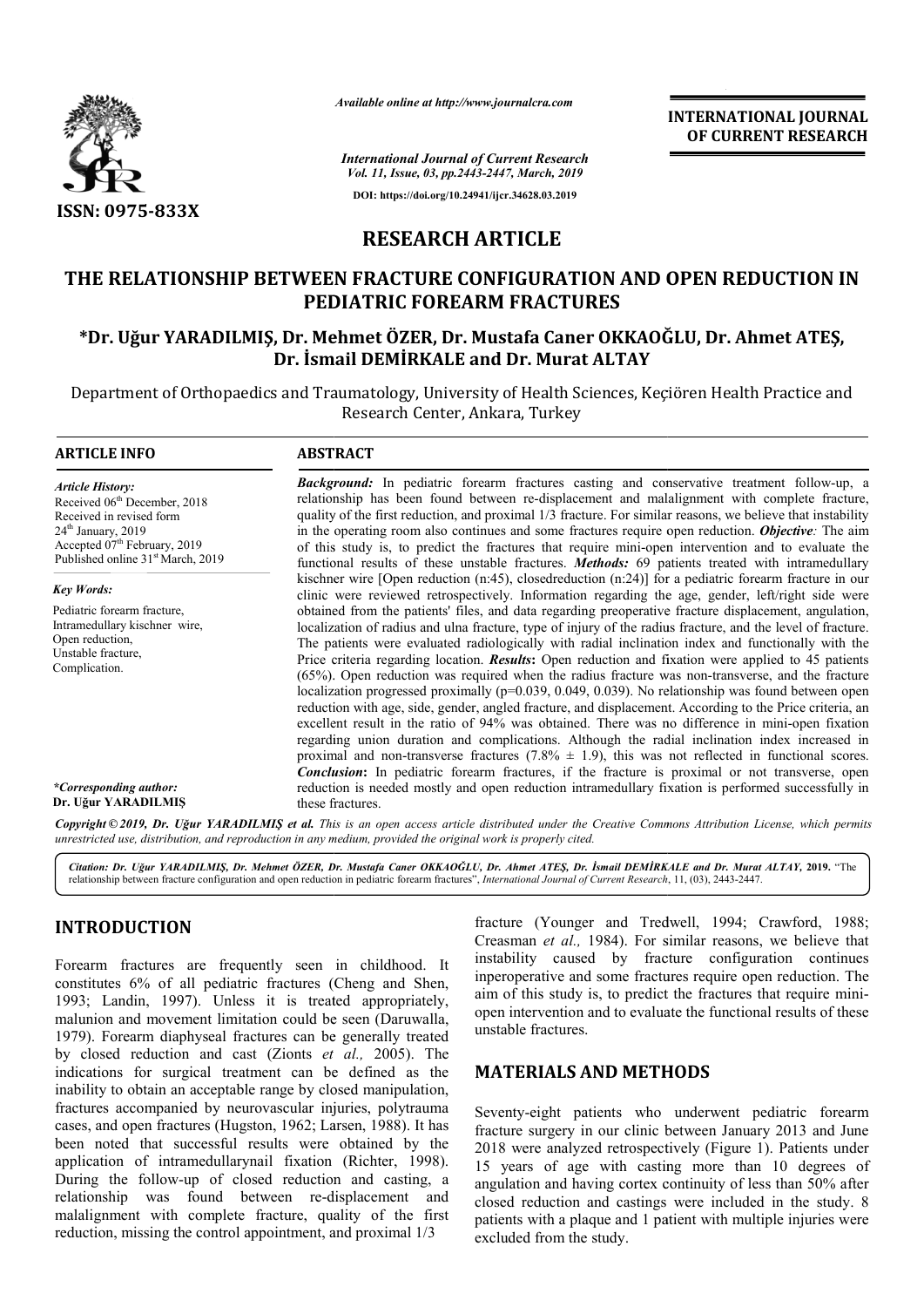*Available online at http://www.journalcra.com*

*International Journal of Current Research*
*Vol. 11, Issue, 03, pp.2443-2447, March, 2019*

**DOI: https://doi.org/10.24941/ijcr.34628.03.2019**

**INTERNATIONAL JOURNAL OF CURRENT RESEARCH**

**ISSN: 0975-833X**

# RESEARCH ARTICLE

# THE RELATIONSHIP BETWEEN FRACTURE CONFIGURATION AND OPEN REDUCTION IN PEDIATRIC FOREARM FRACTURES

**\*Dr. Uğur YARADILMIŞ, Dr. Mehmet ÖZER, Dr. Mustafa Caner OKKAOĞLU, Dr. Ahmet ATEŞ, Dr. İsmail DEMİRKALE and Dr. Murat ALTAY**

Department of Orthopaedics and Traumatology, University of Health Sciences, Keçiören Health Practice and Research Center, Ankara, Turkey

## ARTICLE INFO

*Article History:*
Received 06th December, 2018
Received in revised form 24th January, 2019
Accepted 07th February, 2019
Published online 31st March, 2019

*Key Words:*
Pediatric forearm fracture,
Intramedullary kischner wire,
Open reduction,
Unstable fracture,
Complication.

*\*Corresponding author:*
**Dr. Uğur YARADILMIŞ**

## ABSTRACT

***Background:*** In pediatric forearm fractures casting and conservative treatment follow-up, a relationship has been found between re-displacement and malalignment with complete fracture, quality of the first reduction, and proximal 1/3 fracture. For similar reasons, we believe that instability in the operating room also continues and some fractures require open reduction. ***Objective:*** The aim of this study is, to predict the fractures that require mini-open intervention and to evaluate the functional results of these unstable fractures. ***Methods:*** 69 patients treated with intramedullary kischner wire [Open reduction (n:45), closedreduction (n:24)] for a pediatric forearm fracture in our clinic were reviewed retrospectively. Information regarding the age, gender, left/right side were obtained from the patients' files, and data regarding preoperative fracture displacement, angulation, localization of radius and ulna fracture, type of injury of the radius fracture, and the level of fracture. The patients were evaluated radiologically with radial inclination index and functionally with the Price criteria regarding location. ***Results:*** Open reduction and fixation were applied to 45 patients (65%). Open reduction was required when the radius fracture was non-transverse, and the fracture localization progressed proximally ($p=0.039$, $0.049$, $0.039$). No relationship was found between open reduction with age, side, gender, angled fracture, and displacement. According to the Price criteria, an excellent result in the ratio of 94% was obtained. There was no difference in mini-open fixation regarding union duration and complications. Although the radial inclination index increased in proximal and non-transverse fractures ($7.8\% \pm 1.9$), this was not reflected in functional scores. ***Conclusion:*** In pediatric forearm fractures, if the fracture is proximal or not transverse, open reduction is needed mostly and open reduction intramedullary fixation is performed successfully in these fractures.

***Copyright © 2019, Dr. Uğur YARADILMIŞ et al.** This is an open access article distributed under the Creative Commons Attribution License, which permits unrestricted use, distribution, and reproduction in any medium, provided the original work is properly cited.*

***Citation: Dr. Uğur YARADILMIŞ, Dr. Mehmet ÖZER, Dr. Mustafa Caner OKKAOĞLU, Dr. Ahmet ATEŞ, Dr. İsmail DEMİRKALE and Dr. Murat ALTAY, 2019.*** "The relationship between fracture configuration and open reduction in pediatric forearm fractures", *International Journal of Current Research*, 11, (03), 2443-2447.

## INTRODUCTION

Forearm fractures are frequently seen in childhood. It constitutes 6% of all pediatric fractures (Cheng and Shen, 1993; Landin, 1997). Unless it is treated appropriately, malunion and movement limitation could be seen (Daruwalla, 1979). Forearm diaphyseal fractures can be generally treated by closed reduction and cast (Zionts *et al.,* 2005). The indications for surgical treatment can be defined as the inability to obtain an acceptable range by closed manipulation, fractures accompanied by neurovascular injuries, polytrauma cases, and open fractures (Hugston, 1962; Larsen, 1988). It has been noted that successful results were obtained by the application of intramedullarynail fixation (Richter, 1998). During the follow-up of closed reduction and casting, a relationship was found between re-displacement and malalignment with complete fracture, quality of the first reduction, missing the control appointment, and proximal 1/3 fracture (Younger and Tredwell, 1994; Crawford, 1988; Creasman *et al.,* 1984). For similar reasons, we believe that instability caused by fracture configuration continues inperoperative and some fractures require open reduction. The aim of this study is, to predict the fractures that require mini-open intervention and to evaluate the functional results of these unstable fractures.

## MATERIALS AND METHODS

Seventy-eight patients who underwent pediatric forearm fracture surgery in our clinic between January 2013 and June 2018 were analyzed retrospectively (Figure 1). Patients under 15 years of age with casting more than 10 degrees of angulation and having cortex continuity of less than 50% after closed reduction and castings were included in the study. 8 patients with a plaque and 1 patient with multiple injuries were excluded from the study.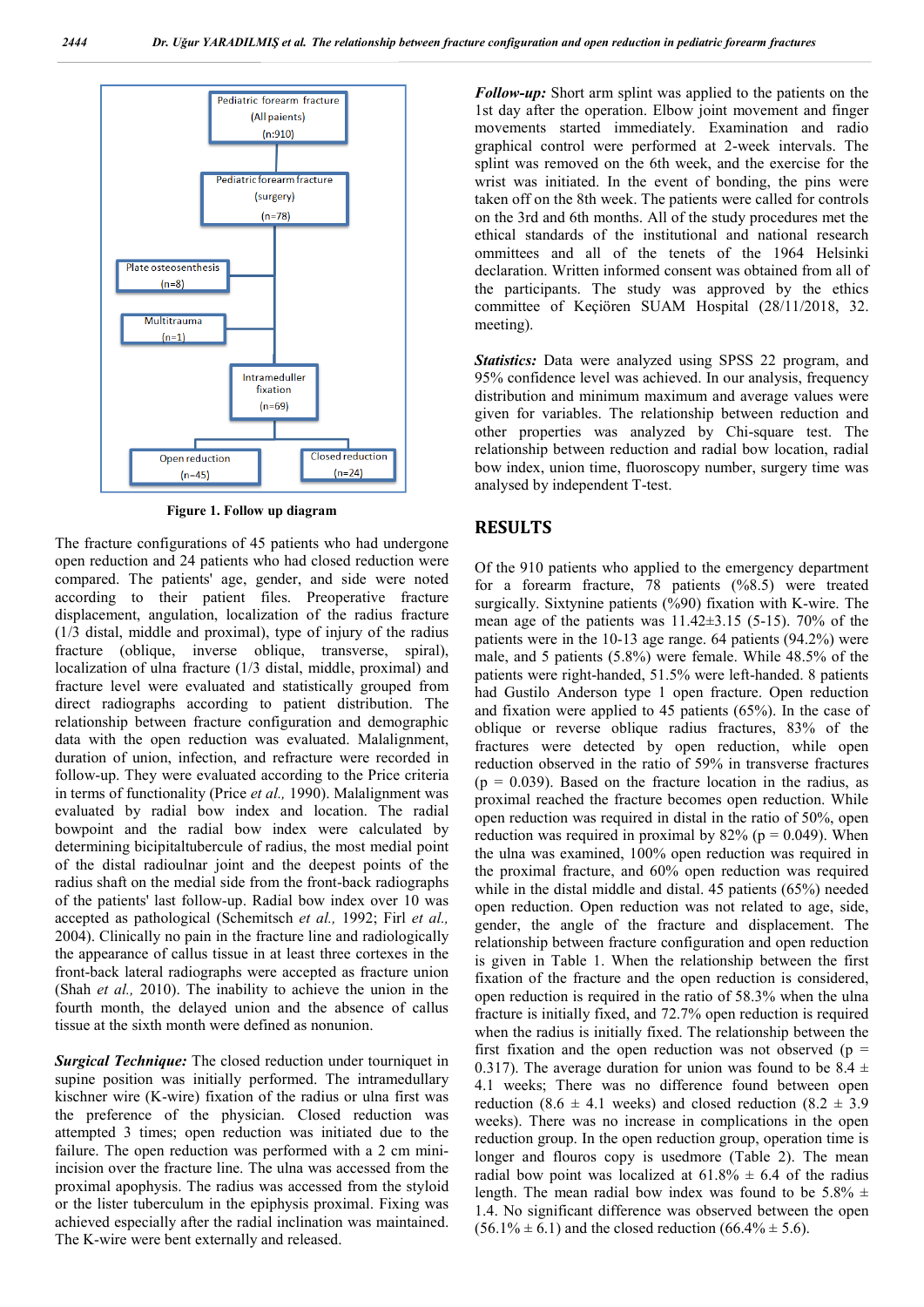Pediatric forearm fracture (All paients) (n:910)

Pediatric forearm fracture (surgery) (n=78)

Plate osteosenthesis (n=8)

Multitrauma (n=1)

Intramedullar fixation (n=69)

Open reduction (n=45)

Closed reduction (n=24)

**Figure 1. Follow up diagram**

The fracture configurations of 45 patients who had undergone open reduction and 24 patients who had closed reduction were compared. The patients' age, gender, and side were noted according to their patient files. Preoperative fracture displacement, angulation, localization of the radius fracture (1/3 distal, middle and proximal), type of injury of the radius fracture (oblique, inverse oblique, transverse, spiral), localization of ulna fracture (1/3 distal, middle, proximal) and fracture level were evaluated and statistically grouped from direct radiographs according to patient distribution. The relationship between fracture configuration and demographic data with the open reduction was evaluated. Malalignment, duration of union, infection, and refracture were recorded in follow-up. They were evaluated according to the Price criteria in terms of functionality (Price *et al.,* 1990). Malalignment was evaluated by radial bow index and location. The radial bowpoint and the radial bow index were calculated by determining bicipitaltubercule of radius, the most medial point of the distal radioulnar joint and the deepest points of the radius shaft on the medial side from the front-back radiographs of the patients' last follow-up. Radial bow index over 10 was accepted as pathological (Schemitsch *et al.,* 1992; Firl *et al.,* 2004). Clinically no pain in the fracture line and radiologically the appearance of callus tissue in at least three cortexes in the front-back lateral radiographs were accepted as fracture union (Shah *et al.,* 2010). The inability to achieve the union in the fourth month, the delayed union and the absence of callus tissue at the sixth month were defined as nonunion.

***Surgical Technique:*** The closed reduction under tourniquet in supine position was initially performed. The intramedullary kischner wire (K-wire) fixation of the radius or ulna first was the preference of the physician. Closed reduction was attempted 3 times; open reduction was initiated due to the failure. The open reduction was performed with a 2 cm mini-incision over the fracture line. The ulna was accessed from the proximal apophysis. The radius was accessed from the styloid or the lister tuberculum in the epiphysis proximal. Fixing was achieved especially after the radial inclination was maintained. The K-wire were bent externally and released.

***Follow-up:*** Short arm splint was applied to the patients on the 1st day after the operation. Elbow joint movement and finger movements started immediately. Examination and radio graphical control were performed at 2-week intervals. The splint was removed on the 6th week, and the exercise for the wrist was initiated. In the event of bonding, the pins were taken off on the 8th week. The patients were called for controls on the 3rd and 6th months. All of the study procedures met the ethical standards of the institutional and national research ommittees and all of the tenets of the 1964 Helsinki declaration. Written informed consent was obtained from all of the participants. The study was approved by the ethics committee of Keçiören SUAM Hospital (28/11/2018, 32. meeting).

***Statistics:*** Data were analyzed using SPSS 22 program, and 95% confidence level was achieved. In our analysis, frequency distribution and minimum maximum and average values were given for variables. The relationship between reduction and other properties was analyzed by Chi-square test. The relationship between reduction and radial bow location, radial bow index, union time, fluoroscopy number, surgery time was analysed by independent T-test.

## RESULTS

Of the 910 patients who applied to the emergency department for a forearm fracture, 78 patients (%8.5) were treated surgically. Sixtynine patients (%90) fixation with K-wire. The mean age of the patients was 11.42±3.15 (5-15). 70% of the patients were in the 10-13 age range. 64 patients (94.2%) were male, and 5 patients (5.8%) were female. While 48.5% of the patients were right-handed, 51.5% were left-handed. 8 patients had Gustilo Anderson type 1 open fracture. Open reduction and fixation were applied to 45 patients (65%). In the case of oblique or reverse oblique radius fractures, 83% of the fractures were detected by open reduction, while open reduction observed in the ratio of 59% in transverse fractures ($p = 0.039$). Based on the fracture location in the radius, as proximal reached the fracture becomes open reduction. While open reduction was required in distal in the ratio of 50%, open reduction was required in proximal by 82% ($p = 0.049$). When the ulna was examined, 100% open reduction was required in the proximal fracture, and 60% open reduction was required while in the distal middle and distal. 45 patients (65%) needed open reduction. Open reduction was not related to age, side, gender, the angle of the fracture and displacement. The relationship between fracture configuration and open reduction is given in Table 1. When the relationship between the first fixation of the fracture and the open reduction is considered, open reduction is required in the ratio of 58.3% when the ulna fracture is initially fixed, and 72.7% open reduction is required when the radius is initially fixed. The relationship between the first fixation and the open reduction was not observed ($p = 0.317$). The average duration for union was found to be 8.4 ± 4.1 weeks; There was no difference found between open reduction (8.6 ± 4.1 weeks) and closed reduction (8.2 ± 3.9 weeks). There was no increase in complications in the open reduction group. In the open reduction group, operation time is longer and flouros copy is usedmore (Table 2). The mean radial bow point was localized at 61.8% ± 6.4 of the radius length. The mean radial bow index was found to be 5.8% ± 1.4. No significant difference was observed between the open (56.1% ± 6.1) and the closed reduction (66.4% ± 5.6).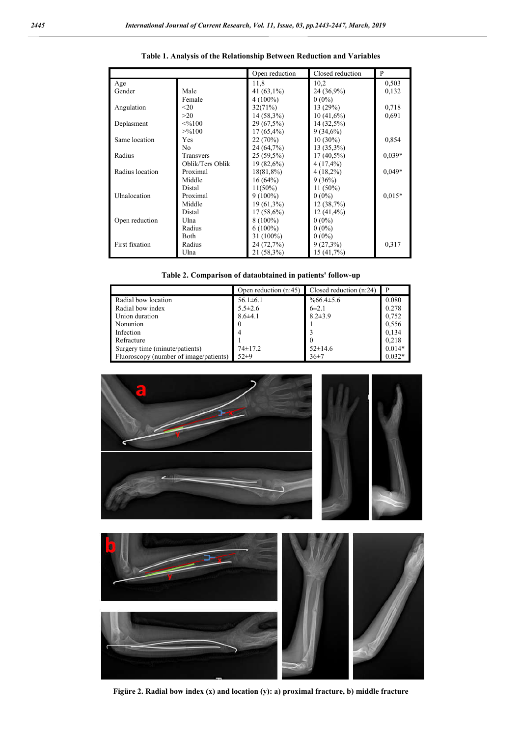**Table 1. Analysis of the Relationship Between Reduction and Variables**

| | | Open reduction | Closed reduction | P |
|---|---|---|---|---|
| Age | | 11,8 | 10,2 | 0,503 |
| Gender | Male | 41 (63,1%) | 24 (36,9%) | 0,132 |
| | Female | 4 (100%) | 0 (0%) | |
| Angulation | <20 | 32(71%) | 13 (29%) | 0,718 |
| | >20 | 14 (58,3%) | 10 (41,6%) | 0,691 |
| Deplasment | <%100 | 29 (67,5%) | 14 (32,5%) | |
| | >%100 | 17 (65,4%) | 9 (34,6%) | |
| Same location | Yes | 22 (70%) | 10 (30%) | 0,854 |
| | No | 24 (64,7%) | 13 (35,3%) | |
| Radius | Transvers | 25 (59,5%) | 17 (40,5%) | 0,039* |
| | Oblik/Ters Oblik | 19 (82,6%) | 4 (17,4%) | |
| Radius location | Proximal | 18(81,8%) | 4 (18,2%) | 0,049* |
| | Middle | 16 (64%) | 9 (36%) | |
| | Distal | 11(50%) | 11 (50%) | |
| Ulnalocation | Proximal | 9 (100%) | 0 (0%) | 0,015* |
| | Middle | 19 (61,3%) | 12 (38,7%) | |
| | Distal | 17 (58,6%) | 12 (41,4%) | |
| Open reduction | Ulna | 8 (100%) | 0 (0%) | |
| | Radius | 6 (100%) | 0 (0%) | |
| | Both | 31 (100%) | 0 (0%) | |
| First fixation | Radius | 24 (72,7%) | 9 (27,3%) | 0,317 |
| | Ulna | 21 (58,3%) | 15 (41,7%) | |

**Table 2. Comparison of dataobtained in patients' follow-up**

| | Open reduction (n:45) | Closed reduction (n:24) | P |
|---|---|---|---|
| Radial bow location | 56.1±6.1 | %66.4±5.6 | 0.080 |
| Radial bow index | 5.5±2.6 | 6±2.1 | 0.278 |
| Union duration | 8.6±4.1 | 8.2±3.9 | 0,752 |
| Nonunion | 0 | 1 | 0,556 |
| Infection | 4 | 3 | 0,134 |
| Refracture | 1 | 0 | 0,218 |
| Surgery time (minute/patients) | 74±17.2 | 52±14.6 | 0.014* |
| Fluoroscopy (number of image/patients) | 52±9 | 36±7 | 0.032* |

**Figüre 2. Radial bow index (x) and location (y): a) proximal fracture, b) middle fracture**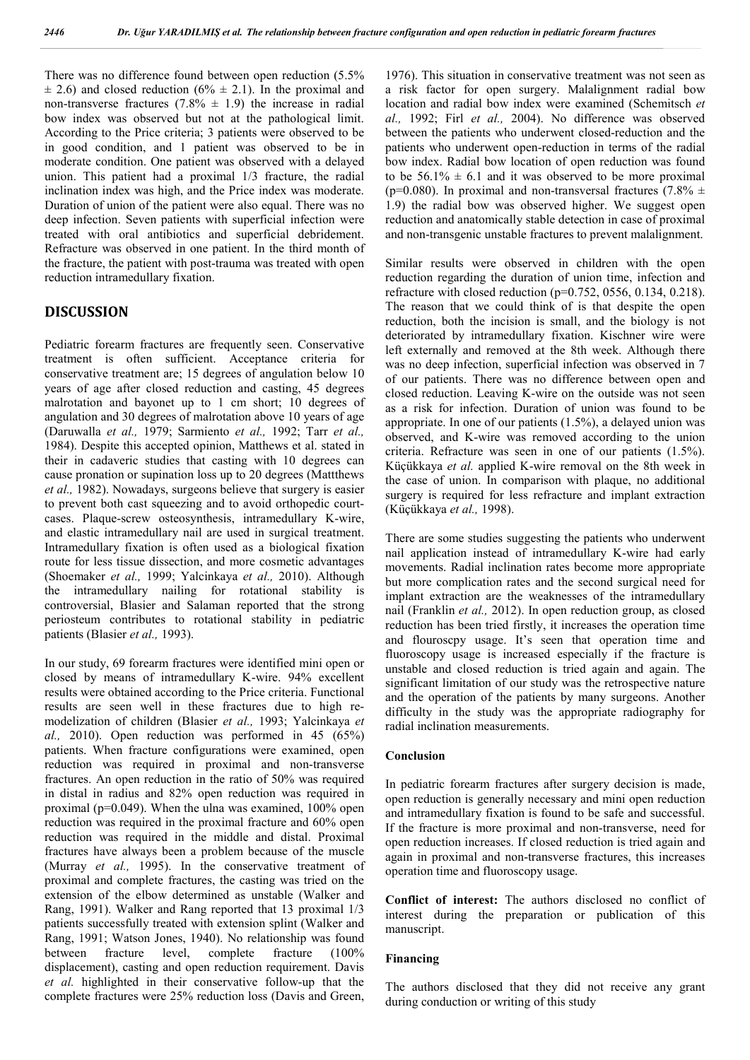There was no difference found between open reduction (5.5% ± 2.6) and closed reduction (6% ± 2.1). In the proximal and non-transverse fractures (7.8% ± 1.9) the increase in radial bow index was observed but not at the pathological limit. According to the Price criteria; 3 patients were observed to be in good condition, and 1 patient was observed to be in moderate condition. One patient was observed with a delayed union. This patient had a proximal 1/3 fracture, the radial inclination index was high, and the Price index was moderate. Duration of union of the patient were also equal. There was no deep infection. Seven patients with superficial infection were treated with oral antibiotics and superficial debridement. Refracture was observed in one patient. In the third month of the fracture, the patient with post-trauma was treated with open reduction intramedullary fixation.

## DISCUSSION

Pediatric forearm fractures are frequently seen. Conservative treatment is often sufficient. Acceptance criteria for conservative treatment are; 15 degrees of angulation below 10 years of age after closed reduction and casting, 45 degrees malrotation and bayonet up to 1 cm short; 10 degrees of angulation and 30 degrees of malrotation above 10 years of age (Daruwalla *et al.,* 1979; Sarmiento *et al.,* 1992; Tarr *et al.,* 1984). Despite this accepted opinion, Matthews et al. stated in their in cadaveric studies that casting with 10 degrees can cause pronation or supination loss up to 20 degrees (Mattthews *et al.,* 1982). Nowadays, surgeons believe that surgery is easier to prevent both cast squeezing and to avoid orthopedic court-cases. Plaque-screw osteosynthesis, intramedullary K-wire, and elastic intramedullary nail are used in surgical treatment. Intramedullary fixation is often used as a biological fixation route for less tissue dissection, and more cosmetic advantages (Shoemaker *et al.,* 1999; Yalcinkaya *et al.,* 2010). Although the intramedullary nailing for rotational stability is controversial, Blasier and Salaman reported that the strong periosteum contributes to rotational stability in pediatric patients (Blasier *et al.,* 1993).

In our study, 69 forearm fractures were identified mini open or closed by means of intramedullary K-wire. 94% excellent results were obtained according to the Price criteria. Functional results are seen well in these fractures due to high re-modelization of children (Blasier *et al.,* 1993; Yalcinkaya *et al.,* 2010). Open reduction was performed in 45 (65%) patients. When fracture configurations were examined, open reduction was required in proximal and non-transverse fractures. An open reduction in the ratio of 50% was required in distal in radius and 82% open reduction was required in proximal (p=0.049). When the ulna was examined, 100% open reduction was required in the proximal fracture and 60% open reduction was required in the middle and distal. Proximal fractures have always been a problem because of the muscle (Murray *et al.,* 1995). In the conservative treatment of proximal and complete fractures, the casting was tried on the extension of the elbow determined as unstable (Walker and Rang, 1991). Walker and Rang reported that 13 proximal 1/3 patients successfully treated with extension splint (Walker and Rang, 1991; Watson Jones, 1940). No relationship was found between fracture level, complete fracture (100% displacement), casting and open reduction requirement. Davis *et al.* highlighted in their conservative follow-up that the complete fractures were 25% reduction loss (Davis and Green, 1976). This situation in conservative treatment was not seen as a risk factor for open surgery. Malalignment radial bow (Schemitsch *et al.,* 1992; Firl *et al.,* 2004). No difference was observed between the patients who underwent closed-reduction and the patients who underwent open-reduction in terms of the radial bow index. Radial bow location of open reduction was found to be 56.1% ± 6.1 and it was observed to be more proximal (p=0.080). In proximal and non-transversal fractures (7.8% ± 1.9) the radial bow was observed higher. We suggest open reduction and anatomically stable detection in case of proximal and non-transgenic unstable fractures to prevent malalignment.

Similar results were observed in children with the open reduction regarding the duration of union time, infection and refracture with closed reduction (p=0.752, 0556, 0.134, 0.218). The reason that we could think of is that despite the open reduction, both the incision is small, and the biology is not deteriorated by intramedullary fixation. Kischner wire were left externally and removed at the 8th week. Although there was no deep infection, superficial infection was observed in 7 of our patients. There was no difference between open and closed reduction. Leaving K-wire on the outside was not seen as a risk for infection. Duration of union was found to be appropriate. In one of our patients (1.5%), a delayed union was observed, and K-wire was removed according to the union criteria. Refracture was seen in one of our patients (1.5%). Küçükkaya *et al.* applied K-wire removal on the 8th week in the case of union. In comparison with plaque, no additional surgery is required for less refracture and implant extraction (Küçükkaya *et al.,* 1998).

There are some studies suggesting the patients who underwent nail application instead of intramedullary K-wire had early movements. Radial inclination rates become more appropriate but more complication rates and the second surgical need for implant extraction are the weaknesses of the intramedullary nail (Franklin *et al.,* 2012). In open reduction group, as closed reduction has been tried firstly, it increases the operation time and flouroscpy usage. It's seen that operation time and fluoroscopy usage is increased especially if the fracture is unstable and closed reduction is tried again and again. The significant limitation of our study was the retrospective nature and the operation of the patients by many surgeons. Another difficulty in the study was the appropriate radiography for radial inclination measurements.

### Conclusion

In pediatric forearm fractures after surgery decision is made, open reduction is generally necessary and mini open reduction and intramedullary fixation is found to be safe and successful. If the fracture is more proximal and non-transverse, need for open reduction increases. If closed reduction is tried again and again in proximal and non-transverse fractures, this increases operation time and fluoroscopy usage.

**Conflict of interest:** The authors disclosed no conflict of interest during the preparation or publication of this manuscript.

### Financing

The authors disclosed that they did not receive any grant during conduction or writing of this study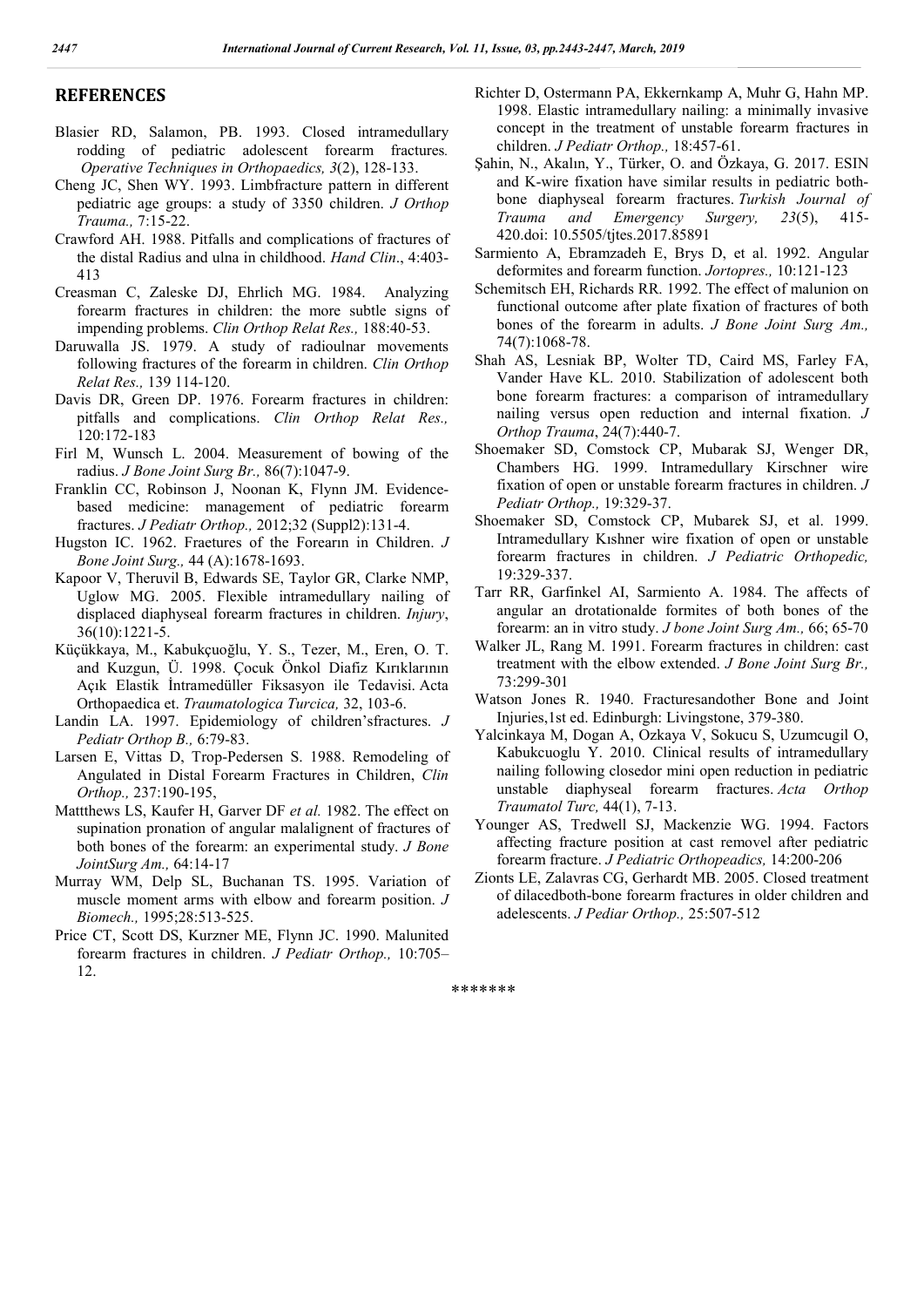## REFERENCES

Blasier RD, Salamon, PB. 1993. Closed intramedullary rodding of pediatric adolescent forearm fractures. *Operative Techniques in Orthopaedics, 3*(2), 128-133.

Cheng JC, Shen WY. 1993. Limbfracture pattern in different pediatric age groups: a study of 3350 children. *J Orthop Trauma.,* 7:15-22.

Crawford AH. 1988. Pitfalls and complications of fractures of the distal Radius and ulna in childhood. *Hand Clin*., 4:403-413

Creasman C, Zaleske DJ, Ehrlich MG. 1984. Analyzing forearm fractures in children: the more subtle signs of impending problems. *Clin Orthop Relat Res.,* 188:40-53.

Daruwalla JS. 1979. A study of radioulnar movements following fractures of the forearm in children. *Clin Orthop Relat Res.,* 139 114-120.

Davis DR, Green DP. 1976. Forearm fractures in children: pitfalls and complications. *Clin Orthop Relat Res.,* 120:172-183

Firl M, Wunsch L. 2004. Measurement of bowing of the radius. *J Bone Joint Surg Br.,* 86(7):1047-9.

Franklin CC, Robinson J, Noonan K, Flynn JM. Evidence-based medicine: management of pediatric forearm fractures. *J Pediatr Orthop.,* 2012;32 (Suppl2):131-4.

Hugston IC. 1962. Fraetures of the Forearın in Children. *J Bone Joint Surg.,* 44 (A):1678-1693.

Kapoor V, Theruvil B, Edwards SE, Taylor GR, Clarke NMP, Uglow MG. 2005. Flexible intramedullary nailing of displaced diaphyseal forearm fractures in children. *Injury*, 36(10):1221-5.

Küçükkaya, M., Kabukçuoğlu, Y. S., Tezer, M., Eren, O. T. and Kuzgun, Ü. 1998. Çocuk Önkol Diafiz Kırıklarının Açık Elastik İntramedüller Fiksasyon ile Tedavisi. Acta Orthopaedica et. *Traumatologica Turcica,* 32, 103-6.

Landin LA. 1997. Epidemiology of children'sfractures. *J Pediatr Orthop B.,* 6:79-83.

Larsen E, Vittas D, Trop-Pedersen S. 1988. Remodeling of Angulated in Distal Forearm Fractures in Children, *Clin Orthop.,* 237:190-195,

Mattthews LS, Kaufer H, Garver DF *et al.* 1982. The effect on supination pronation of angular malalignent of fractures of both bones of the forearm: an experimental study. *J Bone JointSurg Am.,* 64:14-17

Murray WM, Delp SL, Buchanan TS. 1995. Variation of muscle moment arms with elbow and forearm position. *J Biomech.,* 1995;28:513-525.

Price CT, Scott DS, Kurzner ME, Flynn JC. 1990. Malunited forearm fractures in children. *J Pediatr Orthop.,* 10:705–12.

Richter D, Ostermann PA, Ekkernkamp A, Muhr G, Hahn MP. 1998. Elastic intramedullary nailing: a minimally invasive concept in the treatment of unstable forearm fractures in children. *J Pediatr Orthop.,* 18:457-61.

Şahin, N., Akalın, Y., Türker, O. and Özkaya, G. 2017. ESIN and K-wire fixation have similar results in pediatric both-bone diaphyseal forearm fractures. *Turkish Journal of Trauma and Emergency Surgery, 23*(5), 415-420.doi: 10.5505/tjtes.2017.85891

Sarmiento A, Ebramzadeh E, Brys D, et al. 1992. Angular deformites and forearm function. *Jortopres.,* 10:121-123

Schemitsch EH, Richards RR. 1992. The effect of malunion on functional outcome after plate fixation of fractures of both bones of the forearm in adults. *J Bone Joint Surg Am.,* 74(7):1068-78.

Shah AS, Lesniak BP, Wolter TD, Caird MS, Farley FA, Vander Have KL. 2010. Stabilization of adolescent both bone forearm fractures: a comparison of intramedullary nailing versus open reduction and internal fixation. *J Orthop Trauma*, 24(7):440-7.

Shoemaker SD, Comstock CP, Mubarak SJ, Wenger DR, Chambers HG. 1999. Intramedullary Kirschner wire fixation of open or unstable forearm fractures in children. *J Pediatr Orthop.,* 19:329-37.

Shoemaker SD, Comstock CP, Mubarek SJ, et al. 1999. Intramedullary Kıshner wire fixation of open or unstable forearm fractures in children. *J Pediatric Orthopedic,* 19:329-337.

Tarr RR, Garfinkel AI, Sarmiento A. 1984. The affects of angular an drotationalde formites of both bones of the forearm: an in vitro study. *J bone Joint Surg Am.,* 66; 65-70

Walker JL, Rang M. 1991. Forearm fractures in children: cast treatment with the elbow extended. *J Bone Joint Surg Br.,* 73:299-301

Watson Jones R. 1940. Fracturesandother Bone and Joint Injuries,1st ed. Edinburgh: Livingstone, 379-380.

Yalcinkaya M, Dogan A, Ozkaya V, Sokucu S, Uzumcugil O, Kabukcuoglu Y. 2010. Clinical results of intramedullary nailing following closedor mini open reduction in pediatric unstable diaphyseal forearm fractures. *Acta Orthop Traumatol Turc,* 44(1), 7-13.

Younger AS, Tredwell SJ, Mackenzie WG. 1994. Factors affecting fracture position at cast removel after pediatric forearm fracture. *J Pediatric Orthopeadics,* 14:200-206

Zionts LE, Zalavras CG, Gerhardt MB. 2005. Closed treatment of dilacedboth-bone forearm fractures in older children and adelescents. *J Pediar Orthop.,* 25:507-512

\*\*\*\*\*\*\*